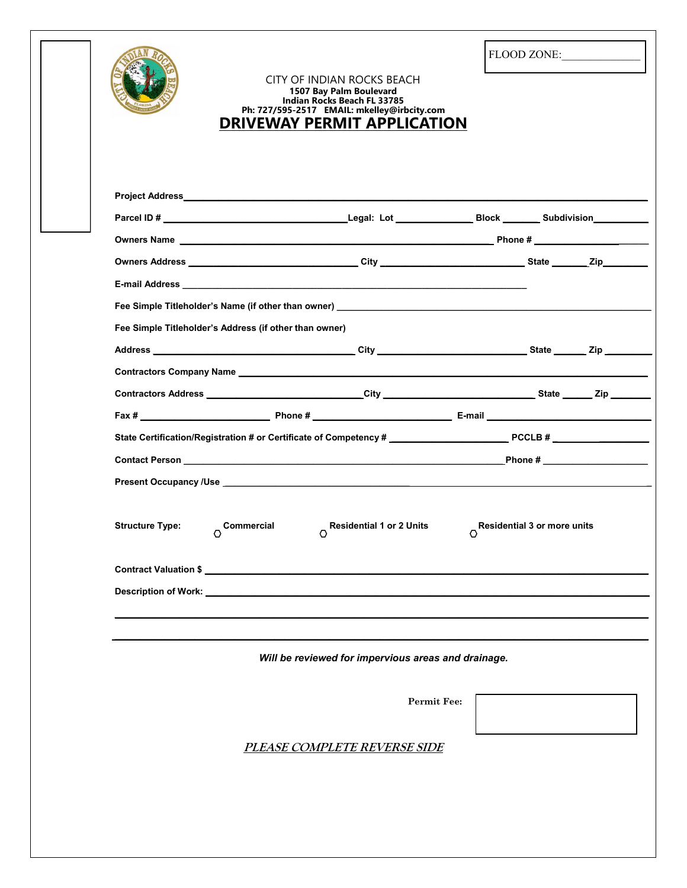FLOOD ZONE: _______________

CITY OF INDIAN ROCKS BEACH
**1507 Bay Palm Boulevard**
**Indian Rocks Beach FL 33785**
**Ph: 727/595-2517 EMAIL: mkelley@irbcity.com**

# DRIVEWAY PERMIT APPLICATION

**Project Address** ____________________________________________

**Parcel ID #** ____________________ **Legal: Lot** __________ **Block** ______ **Subdivision** __________

**Owners Name** ____________________________________ **Phone #** ______________

**Owners Address** ____________________ **City** ____________________ **State** ______ **Zip** ________

**E-mail Address** ____________________________________________

**Fee Simple Titleholder's Name (if other than owner)** ______________________________

**Fee Simple Titleholder's Address (if other than owner)**

**Address** ____________________ **City** ____________________ **State** ______ **Zip** ________

**Contractors Company Name** ____________________________________________

**Contractors Address** ____________________ **City** ____________________ **State** ______ **Zip** ________

**Fax #** ______________ **Phone #** ______________ **E-mail** ______________

**State Certification/Registration # or Certificate of Competency #** ______________ **PCCLB #** ______________

**Contact Person** ____________________________________ **Phone #** ______________

**Present Occupancy /Use** ____________________________________________

**Structure Type:** ○ **Commercial** ○ **Residential 1 or 2 Units** ○ **Residential 3 or more units**

**Contract Valuation $** ____________________________________________

**Description of Work:** ____________________________________________

____________________________________________

____________________________________________

***Will be reviewed for impervious areas and drainage.***

**Permit Fee:** ______________

***PLEASE COMPLETE REVERSE SIDE***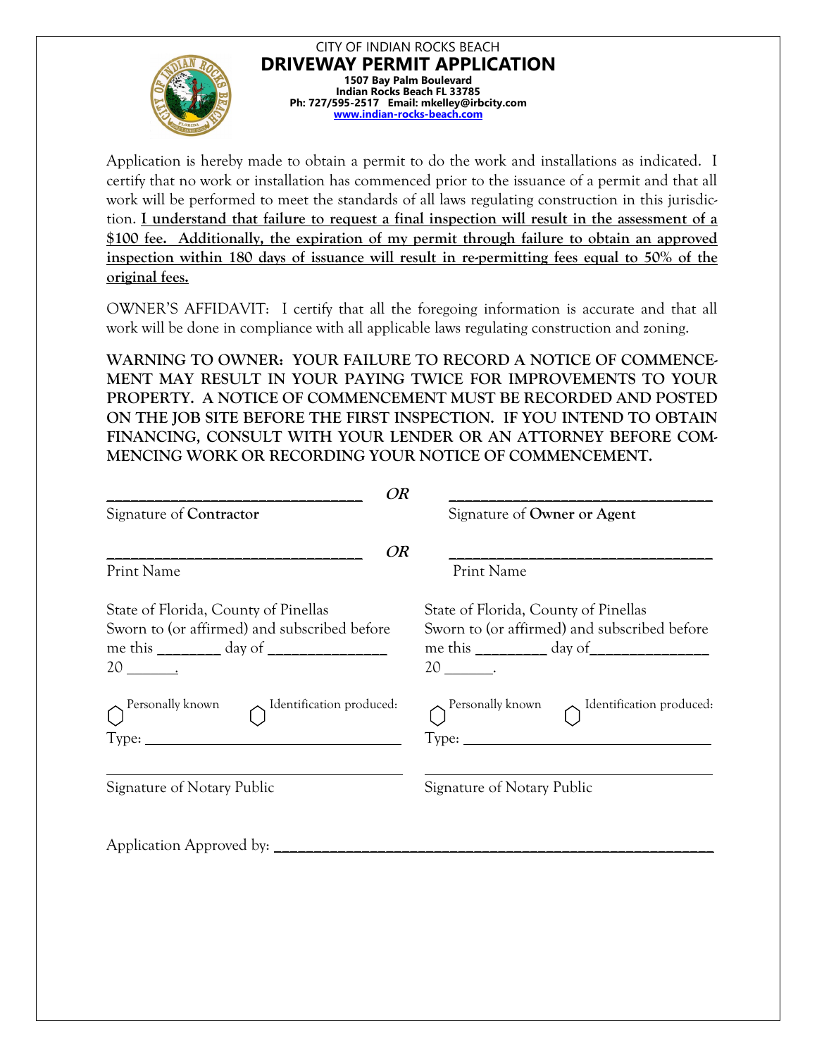CITY OF INDIAN ROCKS BEACH

# DRIVEWAY PERMIT APPLICATION

**1507 Bay Palm Boulevard**
**Indian Rocks Beach FL 33785**
**Ph: 727/595-2517 Email: mkelley@irbcity.com**
**www.indian-rocks-beach.com**

Application is hereby made to obtain a permit to do the work and installations as indicated. I certify that no work or installation has commenced prior to the issuance of a permit and that all work will be performed to meet the standards of all laws regulating construction in this jurisdiction. **I understand that failure to request a final inspection will result in the assessment of a $100 fee. Additionally, the expiration of my permit through failure to obtain an approved inspection within 180 days of issuance will result in re-permitting fees equal to 50% of the original fees.**

OWNER'S AFFIDAVIT: I certify that all the foregoing information is accurate and that all work will be done in compliance with all applicable laws regulating construction and zoning.

**WARNING TO OWNER: YOUR FAILURE TO RECORD A NOTICE OF COMMENCEMENT MAY RESULT IN YOUR PAYING TWICE FOR IMPROVEMENTS TO YOUR PROPERTY. A NOTICE OF COMMENCEMENT MUST BE RECORDED AND POSTED ON THE JOB SITE BEFORE THE FIRST INSPECTION. IF YOU INTEND TO OBTAIN FINANCING, CONSULT WITH YOUR LENDER OR AN ATTORNEY BEFORE COMMENCING WORK OR RECORDING YOUR NOTICE OF COMMENCEMENT.**

| | | |
|---|---|---|
| ______________________ Signature of **Contractor** | *OR* | ______________________ Signature of **Owner or Agent** |
| ______________________ Print Name | *OR* | ______________________ Print Name |
| State of Florida, County of Pinellas Sworn to (or affirmed) and subscribed before me this ________ day of ______________ 20 ______. | | State of Florida, County of Pinellas Sworn to (or affirmed) and subscribed before me this ________ day of______________ 20 ______. |
| ⬡ Personally known ⬡ Identification produced: Type: ______________________ | | ⬡ Personally known ⬡ Identification produced: Type: ______________________ |
| ______________________ Signature of Notary Public | | ______________________ Signature of Notary Public |

Application Approved by: ______________________________________________